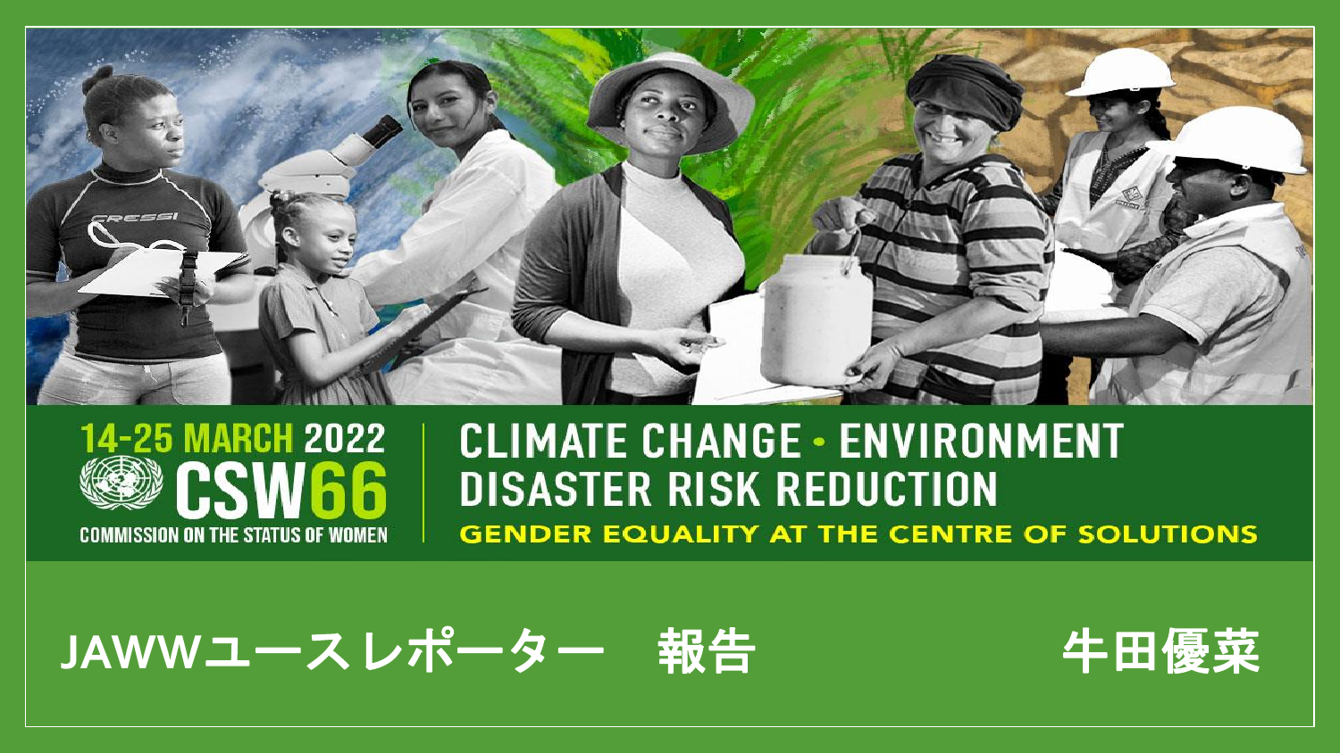14-25 MARCH 2022
CSW66
COMMISSION ON THE STATUS OF WOMEN

CLIMATE CHANGE • ENVIRONMENT
DISASTER RISK REDUCTION
GENDER EQUALITY AT THE CENTRE OF SOLUTIONS

# JAWWユースレポーター　報告

牛田優菜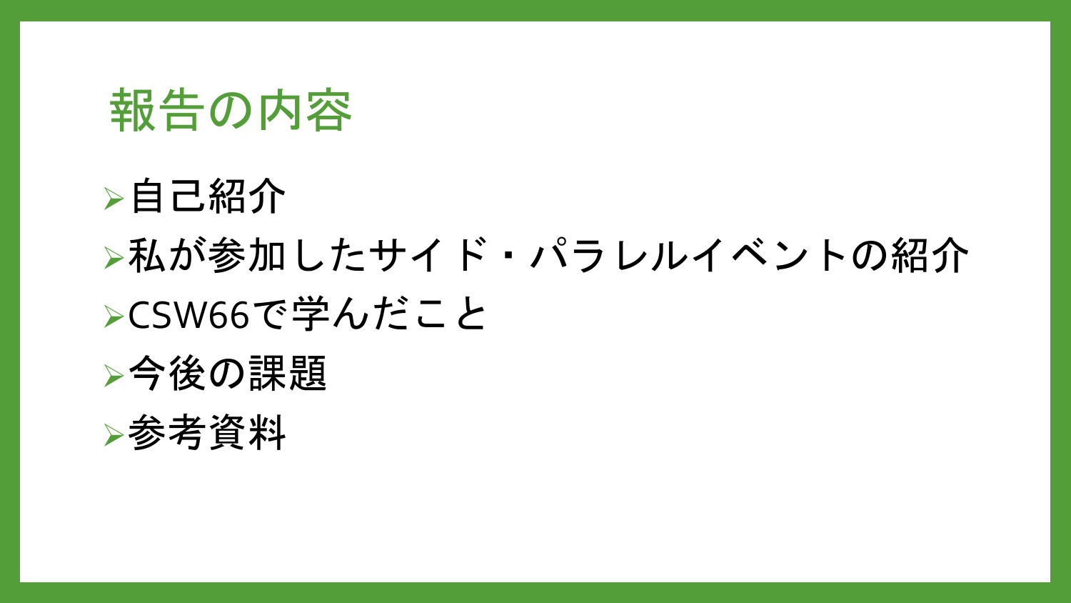# 報告の内容

- 自己紹介
- 私が参加したサイド・パラレルイベントの紹介
- CSW66で学んだこと
- 今後の課題
- 参考資料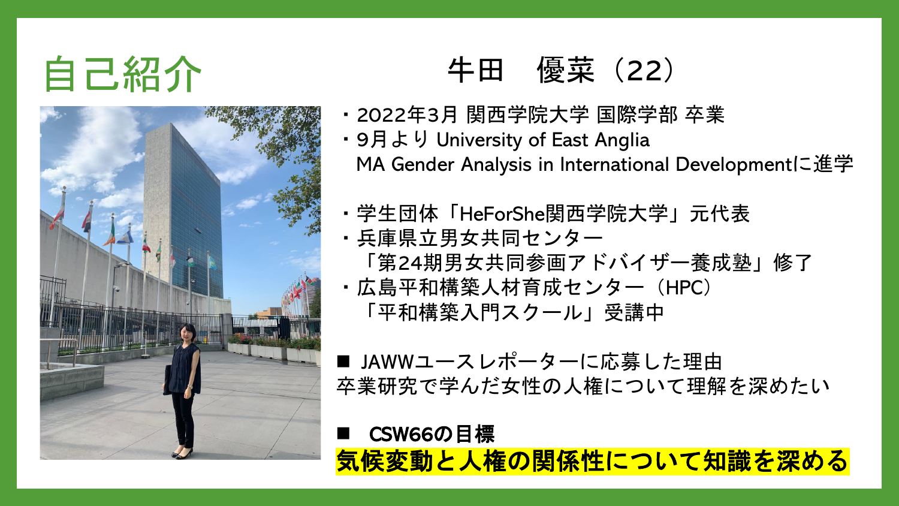# 自己紹介

## 牛田　優菜（22）

・2022年3月 関西学院大学 国際学部 卒業
・9月より University of East Anglia
　MA Gender Analysis in International Developmentに進学

・学生団体「HeForShe関西学院大学」元代表
・兵庫県立男女共同センター
　「第24期男女共同参画アドバイザー養成塾」修了
・広島平和構築人材育成センター（HPC）
　「平和構築入門スクール」受講中

■ JAWWユースレポーターに応募した理由
卒業研究で学んだ女性の人権について理解を深めたい

■ **CSW66の目標**
**気候変動と人権の関係性について知識を深める**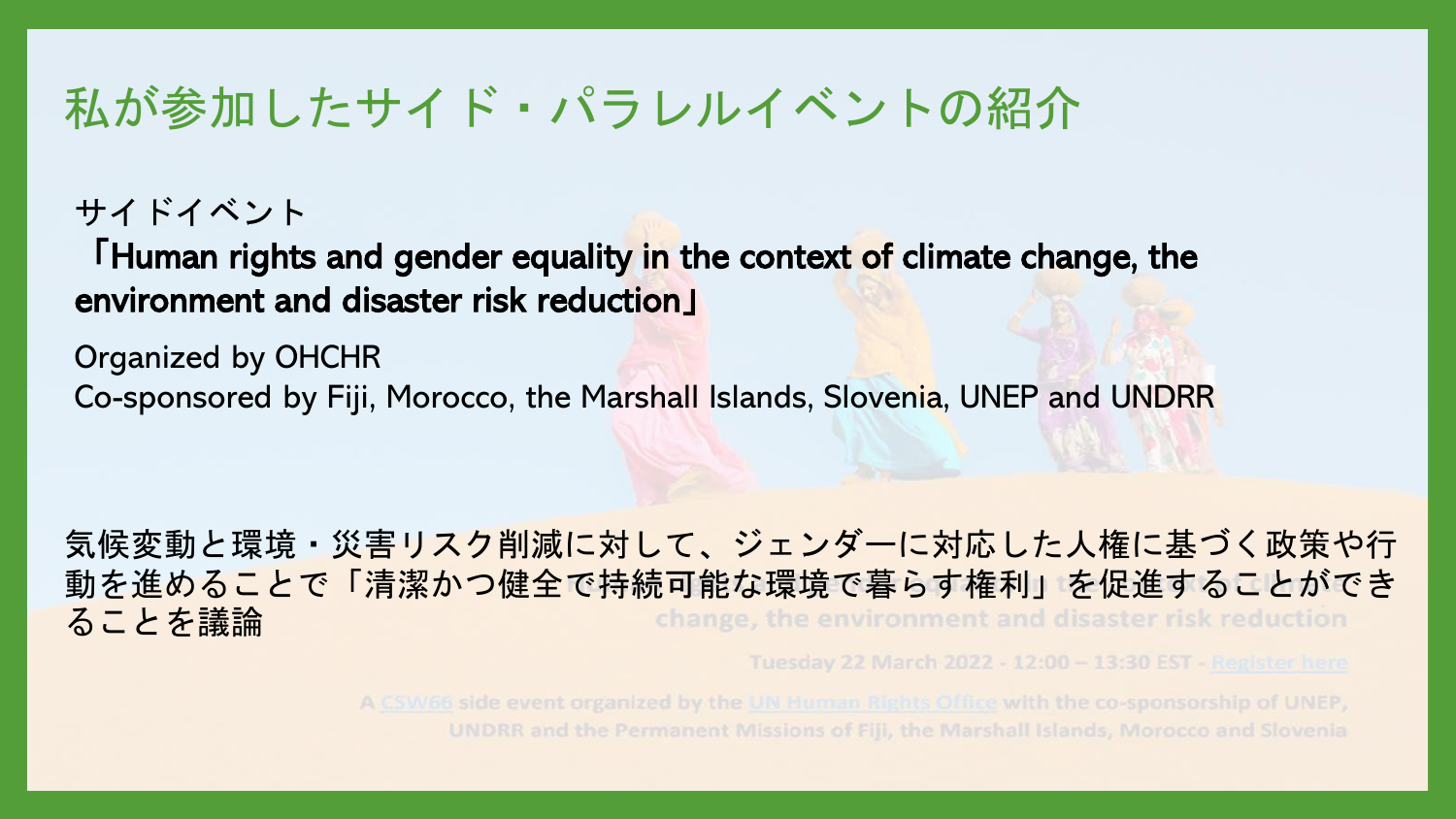# 私が参加したサイド・パラレルイベントの紹介

サイドイベント

**「Human rights and gender equality in the context of climate change, the environment and disaster risk reduction」**

Organized by OHCHR
Co-sponsored by Fiji, Morocco, the Marshall Islands, Slovenia, UNEP and UNDRR

気候変動と環境・災害リスク削減に対して、ジェンダーに対応した人権に基づく政策や行動を進めることで「清潔かつ健全で持続可能な環境で暮らす権利」を促進することができることを議論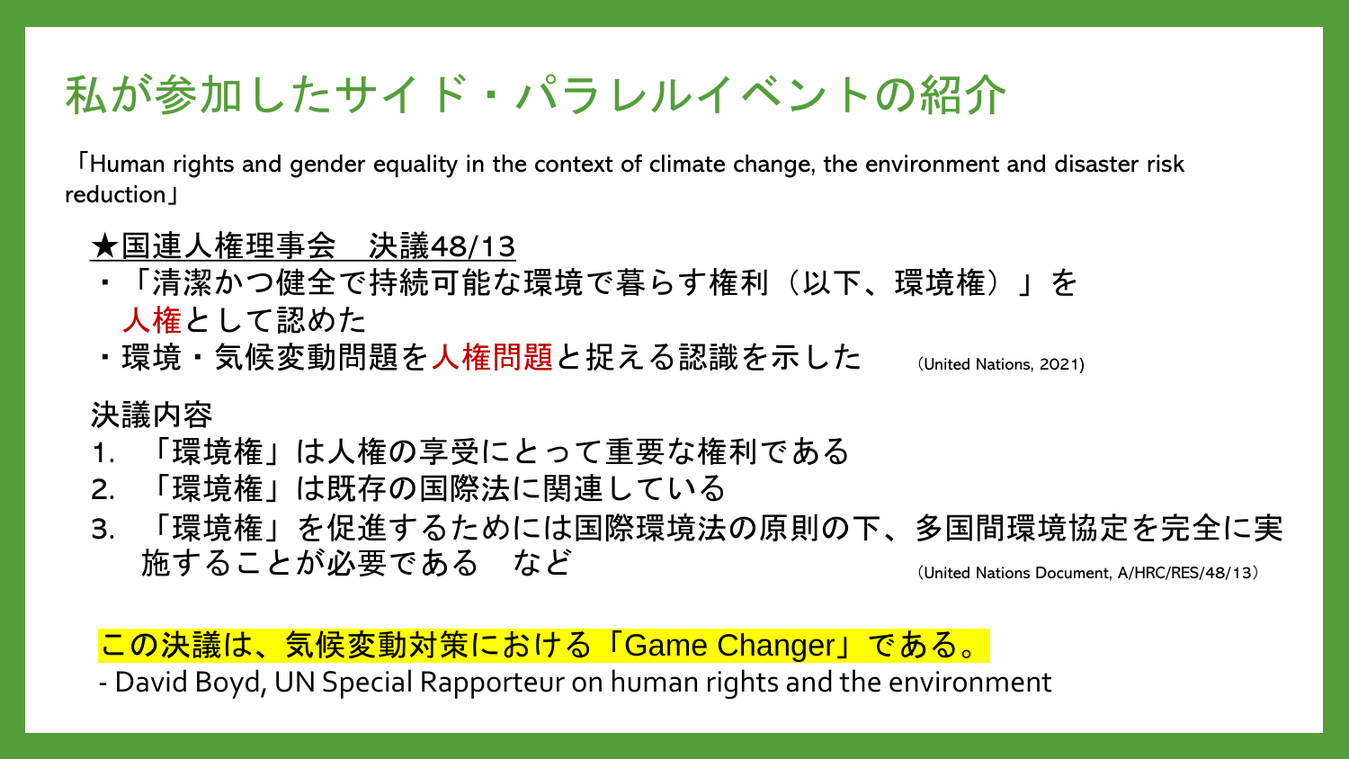# 私が参加したサイド・パラレルイベントの紹介

「Human rights and gender equality in the context of climate change, the environment and disaster risk reduction」

★国連人権理事会　決議48/13

- 「清潔かつ健全で持続可能な環境で暮らす権利（以下、環境権）」を人権として認めた
- 環境・気候変動問題を人権問題と捉える認識を示した　(United Nations, 2021)

決議内容

1. 「環境権」は人権の享受にとって重要な権利である
2. 「環境権」は既存の国際法に関連している
3. 「環境権」を促進するためには国際環境法の原則の下、多国間環境協定を完全に実施することが必要である　など

(United Nations Document, A/HRC/RES/48/13)

この決議は、気候変動対策における「Game Changer」である。

- David Boyd, UN Special Rapporteur on human rights and the environment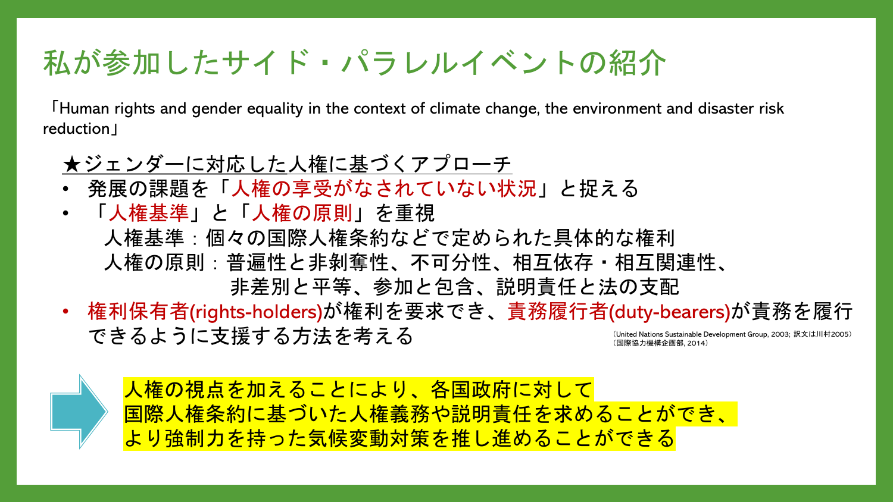# 私が参加したサイド・パラレルイベントの紹介

「Human rights and gender equality in the context of climate change, the environment and disaster risk reduction」

★ジェンダーに対応した人権に基づくアプローチ

- 発展の課題を「人権の享受がなされていない状況」と捉える
- 「人権基準」と「人権の原則」を重視
  人権基準：個々の国際人権条約などで定められた具体的な権利
  人権の原則：普遍性と非剥奪性、不可分性、相互依存・相互関連性、
  非差別と平等、参加と包含、説明責任と法の支配
- 権利保有者(rights-holders)が権利を要求でき、責務履行者(duty-bearers)が責務を履行できるように支援する方法を考える

（United Nations Sustainable Development Group, 2003; 訳文は川村2005）
（国際協力機構企画部, 2014）

人権の視点を加えることにより、各国政府に対して
国際人権条約に基づいた人権義務や説明責任を求めることができ、
より強制力を持った気候変動対策を推し進めることができる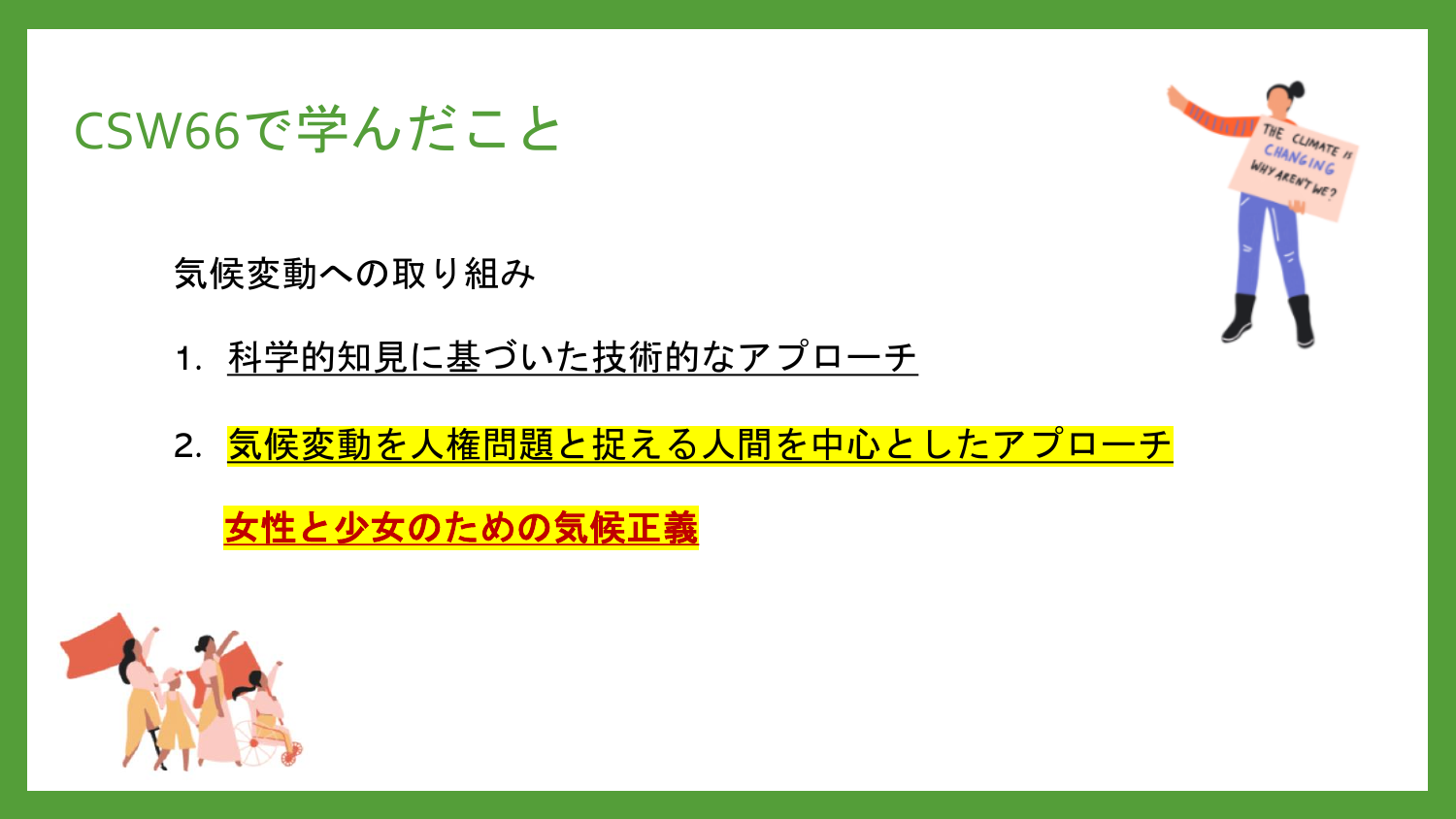# CSW66で学んだこと

気候変動への取り組み

1. 科学的知見に基づいた技術的なアプローチ
2. 気候変動を人権問題と捉える人間を中心としたアプローチ

**女性と少女のための気候正義**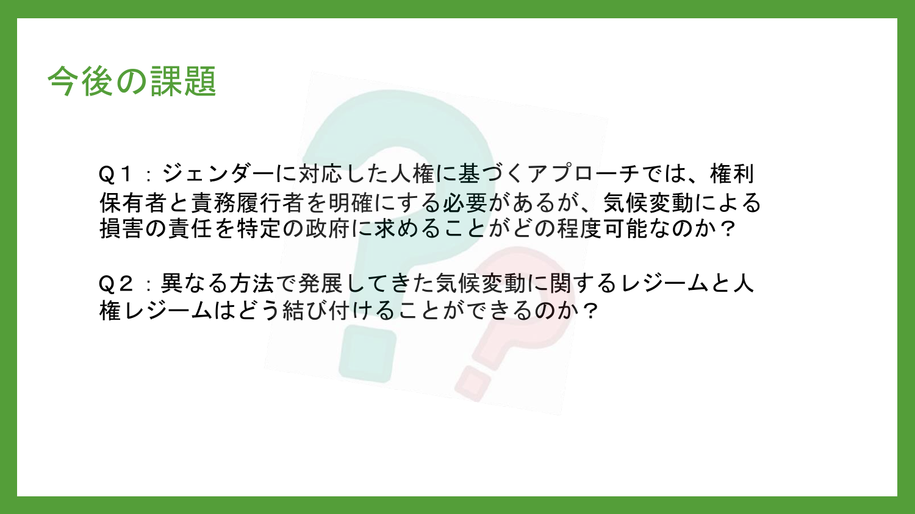# 今後の課題

Q１：ジェンダーに対応した人権に基づくアプローチでは、権利保有者と責務履行者を明確にする必要があるが、気候変動による損害の責任を特定の政府に求めることがどの程度可能なのか？

Q２：異なる方法で発展してきた気候変動に関するレジームと人権レジームはどう結び付けることができるのか？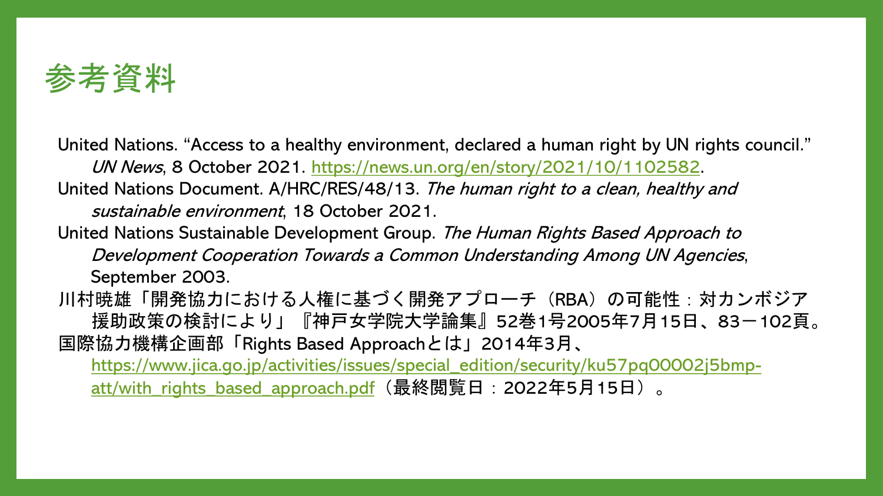# 参考資料

United Nations. “Access to a healthy environment, declared a human right by UN rights council.” *UN News*, 8 October 2021. https://news.un.org/en/story/2021/10/1102582.

United Nations Document. A/HRC/RES/48/13. *The human right to a clean, healthy and sustainable environment*, 18 October 2021.

United Nations Sustainable Development Group. *The Human Rights Based Approach to Development Cooperation Towards a Common Understanding Among UN Agencies*, September 2003.

川村暁雄「開発協力における人権に基づく開発アプローチ（RBA）の可能性：対カンボジア援助政策の検討により」『神戸女学院大学論集』52巻1号2005年7月15日、83－102頁。

国際協力機構企画部「Rights Based Approachとは」2014年3月、https://www.jica.go.jp/activities/issues/special_edition/security/ku57pq00002j5bmp-att/with_rights_based_approach.pdf（最終閲覧日：2022年5月15日）。